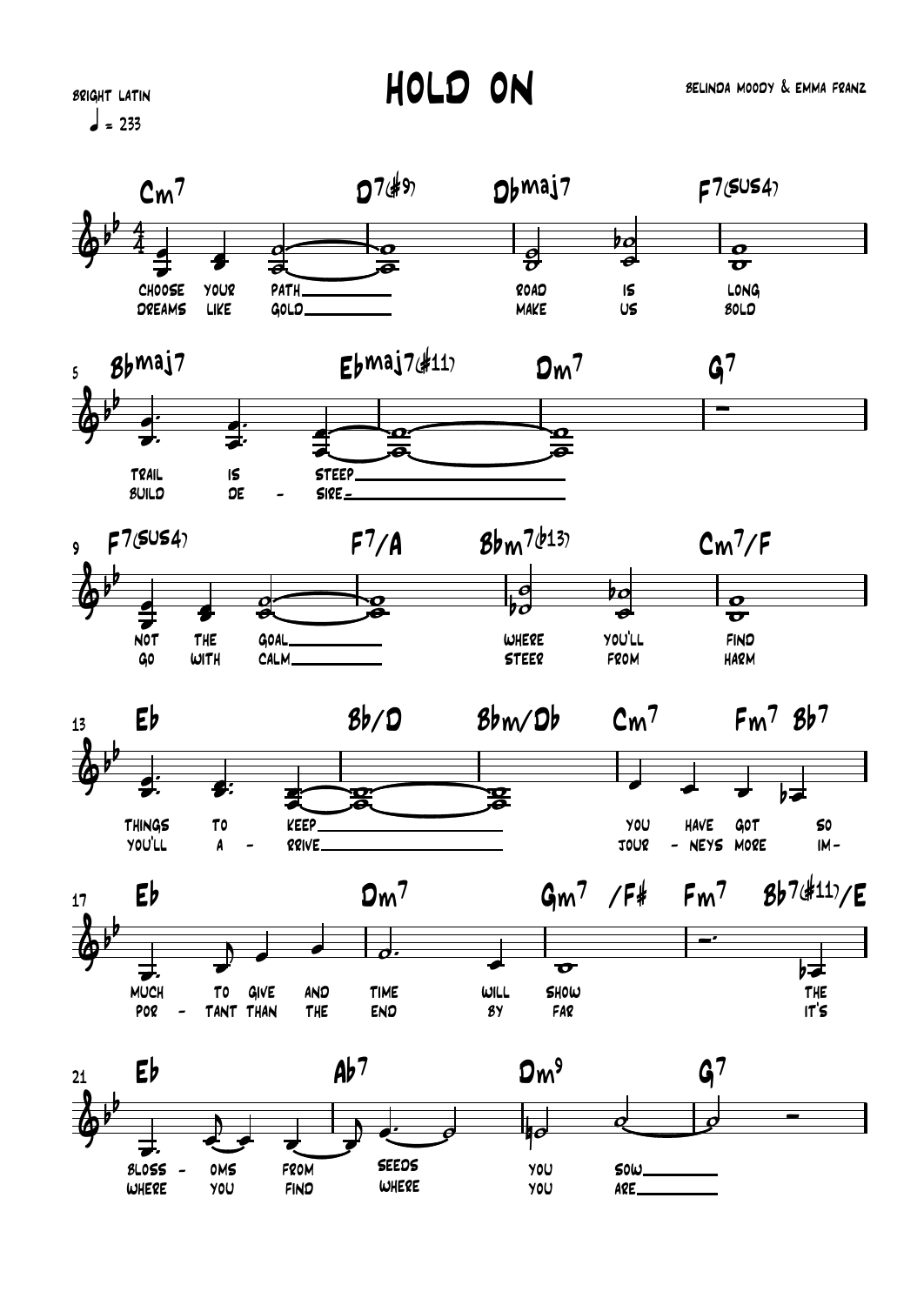# HOLD ON

BRIGHT LATIN

♩ = 233

BELINDA MOODY & EMMA FRANZ

Cm7 | D7(#9) | Dbmaj7 | F7(sus4)

CHOOSE YOUR PATH___ ROAD IS LONG
DREAMS LIKE GOLD___ MAKE US BOLD

5 Bbmaj7 | Ebmaj7(#11) | Dm7 | G7

TRAIL IS STEEP___
BUILD DE - SIRE___

9 F7(sus4) | F7/A | Bbm7(b13) | Cm7/F

NOT THE GOAL___ WHERE YOU'LL FIND
GO WITH CALM___ STEER FROM HARM

13 Eb | Bb/D | Bbm/Db | Cm7 | Fm7 Bb7

THINGS TO KEEP___ YOU HAVE GOT SO
YOU'LL A - RRIVE___ JOUR - NEYS MORE IM-

17 Eb | Dm7 | Gm7 /F# | Fm7 Bb7(#11)/E

MUCH TO GIVE AND TIME WILL SHOW THE
POR - TANT THAN THE END BY FAR IT'S

21 Eb | Ab7 | Dm9 | G7

BLOSS - OMS FROM SEEDS YOU SOW___
WHERE YOU FIND WHERE YOU ARE___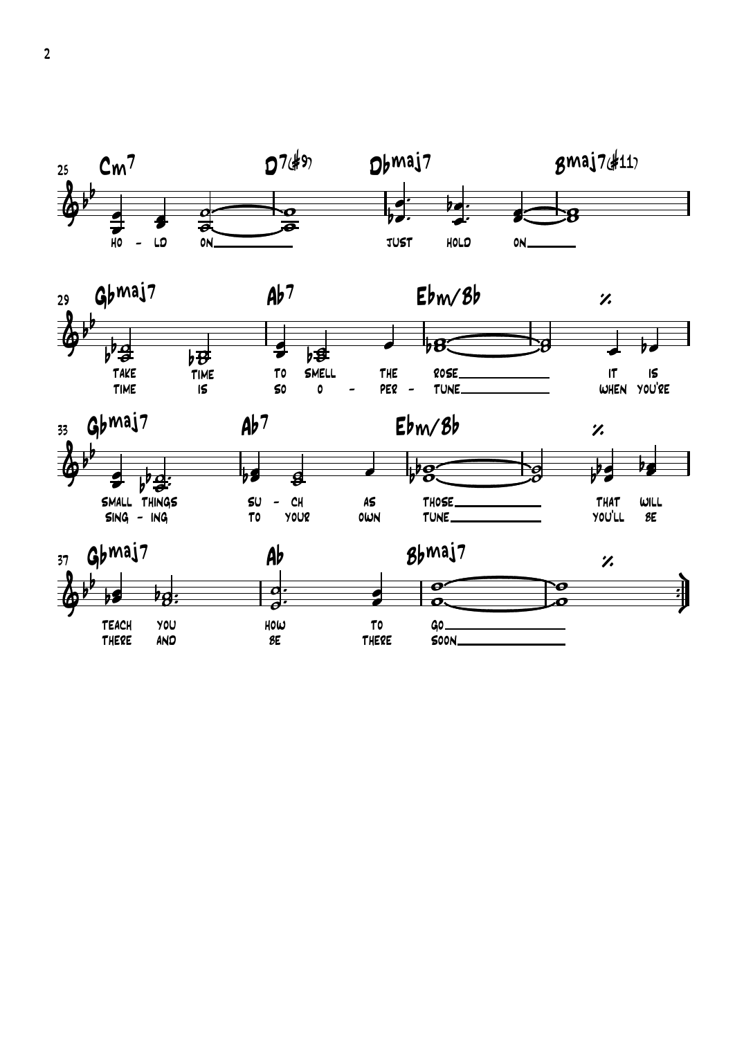25 Cm7 D7(#9) Dbmaj7 Bmaj7(#11)

HO - LD ON JUST HOLD ON

29 Gbmaj7 Ab7 Ebm/Bb %

TAKE TIME TO SMELL THE ROSE IT IS

TIME IS SO O - PER - TUNE WHEN YOU'RE

33 Gbmaj7 Ab7 Ebm/Bb %

SMALL THINGS SU - CH AS THOSE THAT WILL

SING - ING TO YOUR OWN TUNE YOU'LL BE

37 Gbmaj7 Ab Bbmaj7 %

TEACH YOU HOW TO GO

THERE AND BE THERE SOON